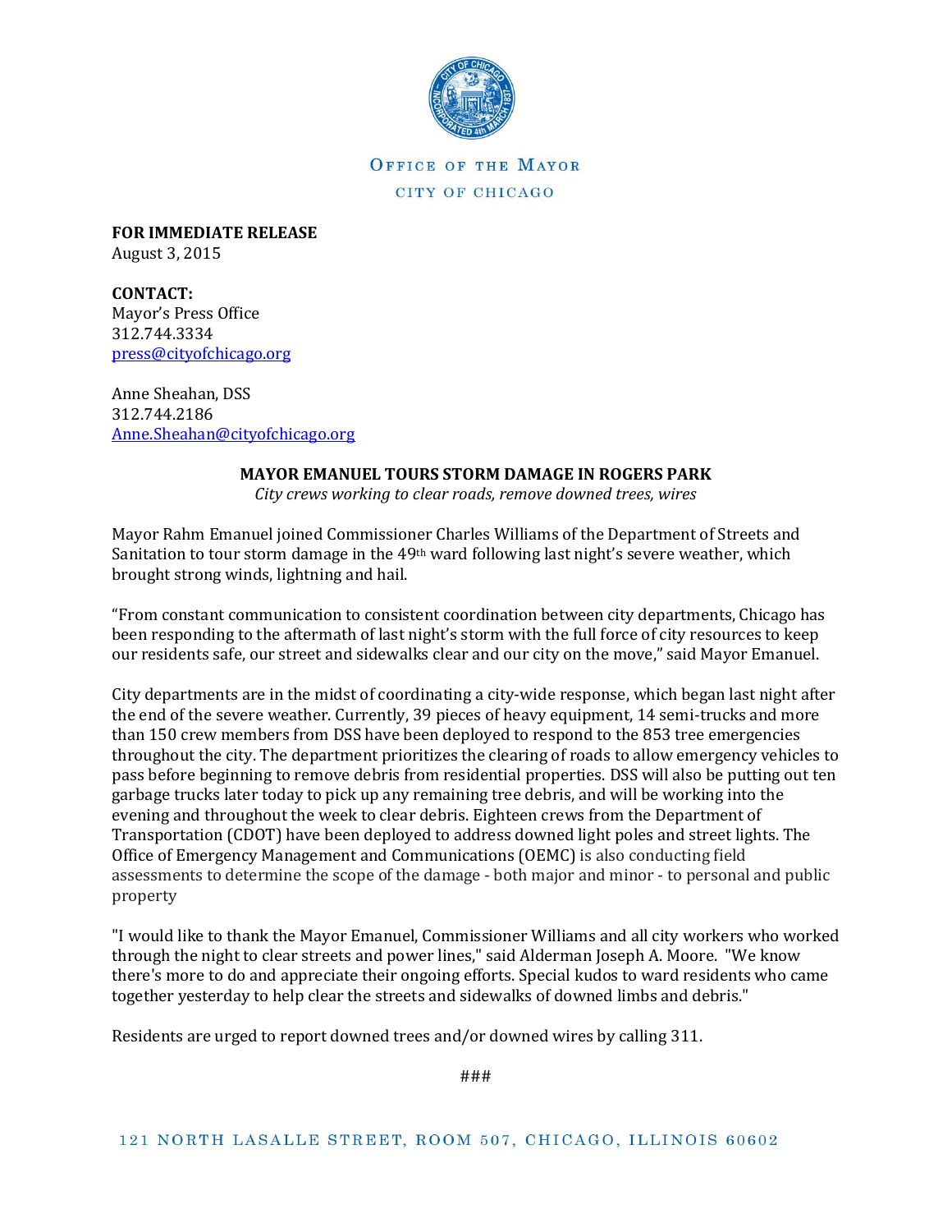OFFICE OF THE MAYOR

CITY OF CHICAGO

**FOR IMMEDIATE RELEASE**
August 3, 2015

**CONTACT:**
Mayor's Press Office
312.744.3334
press@cityofchicago.org

Anne Sheahan, DSS
312.744.2186
Anne.Sheahan@cityofchicago.org

## MAYOR EMANUEL TOURS STORM DAMAGE IN ROGERS PARK

*City crews working to clear roads, remove downed trees, wires*

Mayor Rahm Emanuel joined Commissioner Charles Williams of the Department of Streets and Sanitation to tour storm damage in the 49th ward following last night's severe weather, which brought strong winds, lightning and hail.

"From constant communication to consistent coordination between city departments, Chicago has been responding to the aftermath of last night's storm with the full force of city resources to keep our residents safe, our street and sidewalks clear and our city on the move," said Mayor Emanuel.

City departments are in the midst of coordinating a city-wide response, which began last night after the end of the severe weather. Currently, 39 pieces of heavy equipment, 14 semi-trucks and more than 150 crew members from DSS have been deployed to respond to the 853 tree emergencies throughout the city. The department prioritizes the clearing of roads to allow emergency vehicles to pass before beginning to remove debris from residential properties. DSS will also be putting out ten garbage trucks later today to pick up any remaining tree debris, and will be working into the evening and throughout the week to clear debris. Eighteen crews from the Department of Transportation (CDOT) have been deployed to address downed light poles and street lights. The Office of Emergency Management and Communications (OEMC) is also conducting field assessments to determine the scope of the damage - both major and minor - to personal and public property

"I would like to thank the Mayor Emanuel, Commissioner Williams and all city workers who worked through the night to clear streets and power lines," said Alderman Joseph A. Moore. "We know there's more to do and appreciate their ongoing efforts. Special kudos to ward residents who came together yesterday to help clear the streets and sidewalks of downed limbs and debris."

Residents are urged to report downed trees and/or downed wires by calling 311.

###

121 NORTH LASALLE STREET, ROOM 507, CHICAGO, ILLINOIS 60602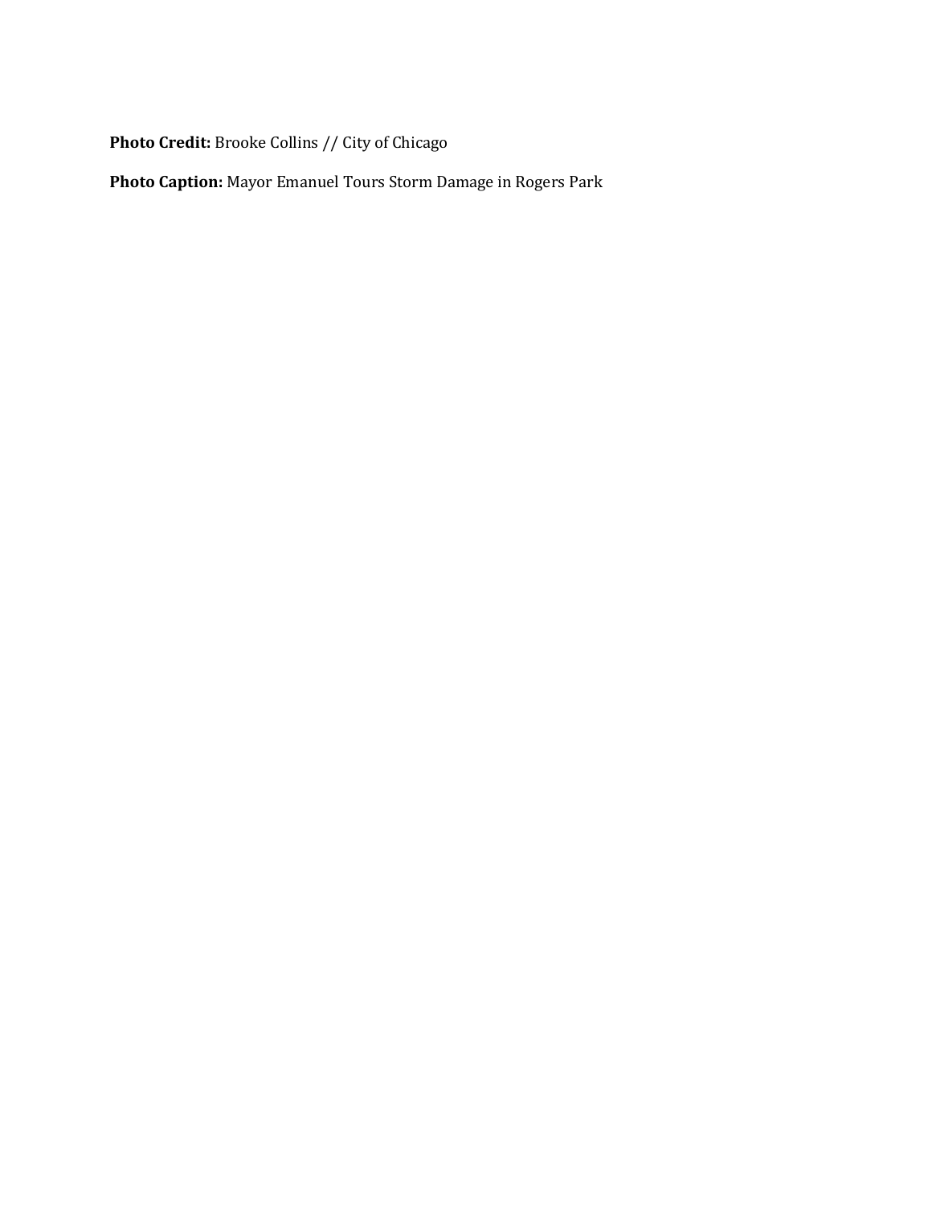**Photo Credit:** Brooke Collins // City of Chicago

**Photo Caption:** Mayor Emanuel Tours Storm Damage in Rogers Park